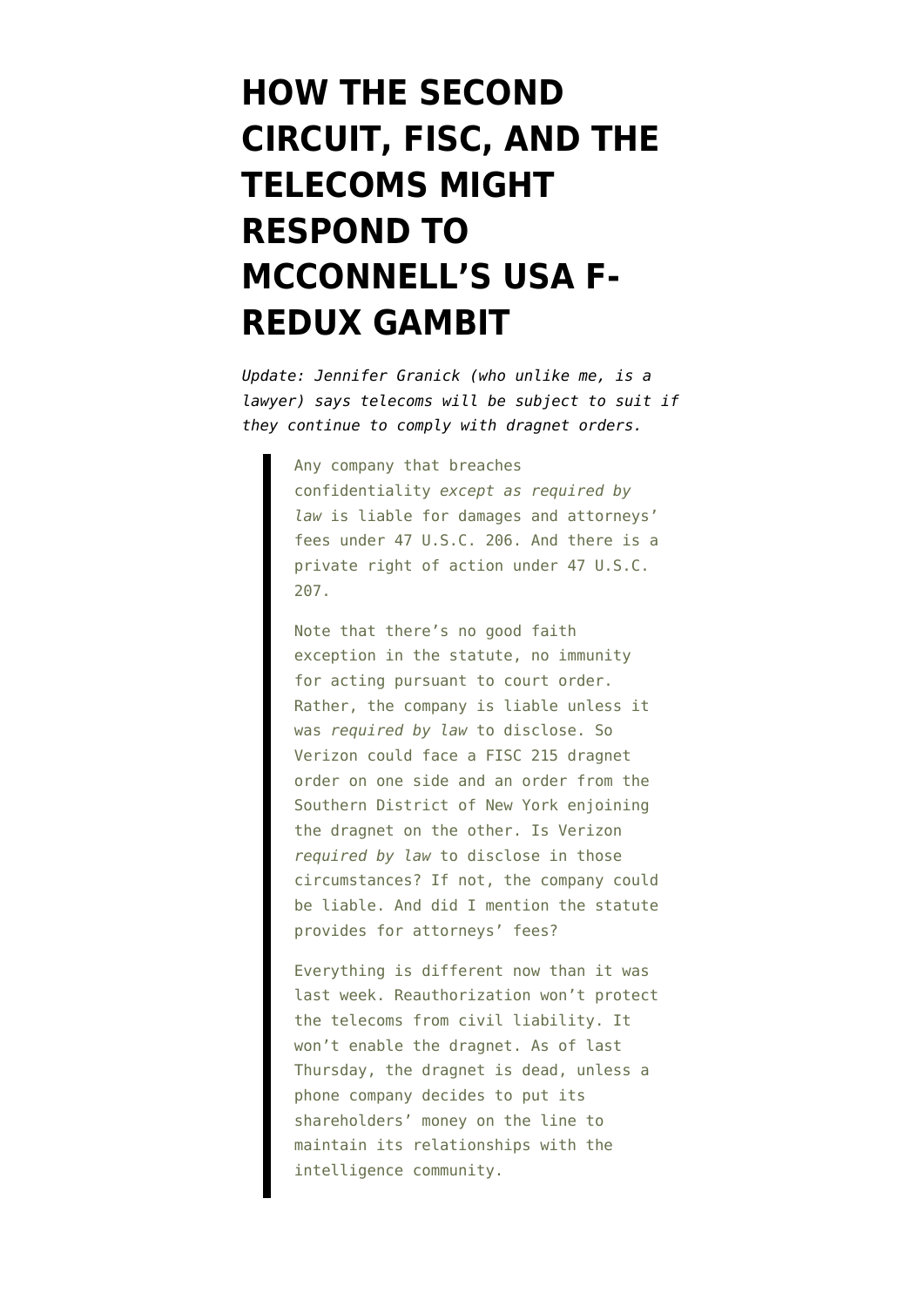# HOW THE SECOND CIRCUIT, FISC, AND THE TELECOMS MIGHT RESPOND TO MCCONNELL'S USA F-REDUX GAMBIT

*Update: Jennifer Granick (who unlike me, is a lawyer) says telecoms will be subject to suit if they continue to comply with dragnet orders.*

> Any company that breaches confidentiality *except as required by law* is liable for damages and attorneys' fees under 47 U.S.C. 206. And there is a private right of action under 47 U.S.C. 207.
>
> Note that there's no good faith exception in the statute, no immunity for acting pursuant to court order. Rather, the company is liable unless it was *required by law* to disclose. So Verizon could face a FISC 215 dragnet order on one side and an order from the Southern District of New York enjoining the dragnet on the other. Is Verizon *required by law* to disclose in those circumstances? If not, the company could be liable. And did I mention the statute provides for attorneys' fees?
>
> Everything is different now than it was last week. Reauthorization won't protect the telecoms from civil liability. It won't enable the dragnet. As of last Thursday, the dragnet is dead, unless a phone company decides to put its shareholders' money on the line to maintain its relationships with the intelligence community.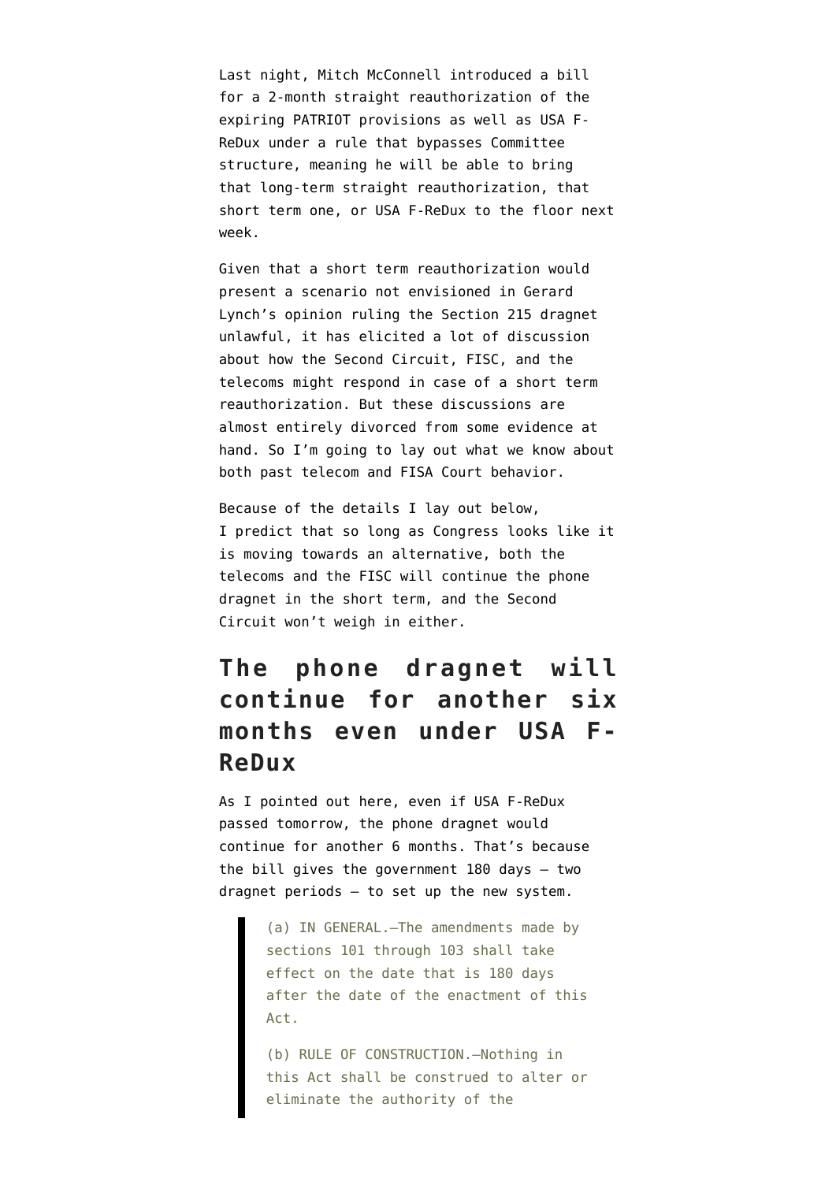Last night, Mitch McConnell introduced a bill for a 2-month straight reauthorization of the expiring PATRIOT provisions as well as USA F-ReDux under a rule that bypasses Committee structure, meaning he will be able to bring that long-term straight reauthorization, that short term one, or USA F-ReDux to the floor next week.

Given that a short term reauthorization would present a scenario not envisioned in Gerard Lynch's opinion ruling the Section 215 dragnet unlawful, it has elicited a lot of discussion about how the Second Circuit, FISC, and the telecoms might respond in case of a short term reauthorization. But these discussions are almost entirely divorced from some evidence at hand. So I'm going to lay out what we know about both past telecom and FISA Court behavior.

Because of the details I lay out below, I predict that so long as Congress looks like it is moving towards an alternative, both the telecoms and the FISC will continue the phone dragnet in the short term, and the Second Circuit won't weigh in either.

## The phone dragnet will continue for another six months even under USA F-ReDux

As I pointed out here, even if USA F-ReDux passed tomorrow, the phone dragnet would continue for another 6 months. That's because the bill gives the government 180 days — two dragnet periods — to set up the new system.

> (a) IN GENERAL.—The amendments made by sections 101 through 103 shall take effect on the date that is 180 days after the date of the enactment of this Act.
>
> (b) RULE OF CONSTRUCTION.—Nothing in this Act shall be construed to alter or eliminate the authority of the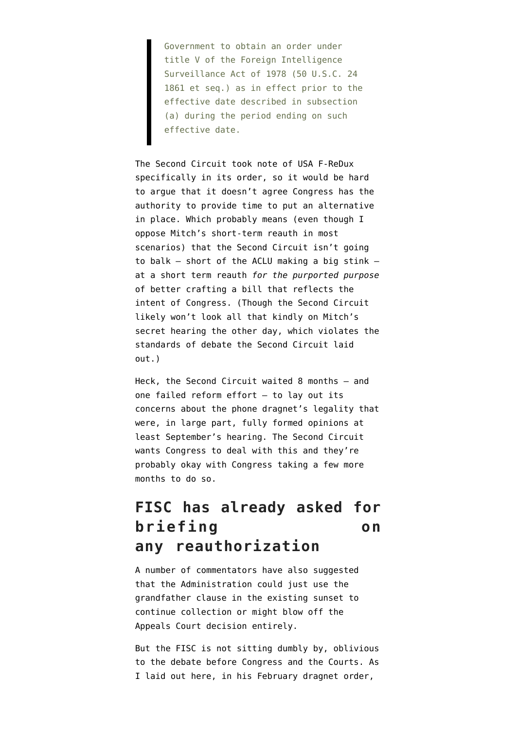> Government to obtain an order under title V of the Foreign Intelligence Surveillance Act of 1978 (50 U.S.C. 24 1861 et seq.) as in effect prior to the effective date described in subsection (a) during the period ending on such effective date.

The Second Circuit took note of USA F-ReDux specifically in its order, so it would be hard to argue that it doesn't agree Congress has the authority to provide time to put an alternative in place. Which probably means (even though I oppose Mitch's short-term reauth in most scenarios) that the Second Circuit isn't going to balk — short of the ACLU making a big stink — at a short term reauth *for the purported purpose* of better crafting a bill that reflects the intent of Congress. (Though the Second Circuit likely won't look all that kindly on Mitch's secret hearing the other day, which violates the standards of debate the Second Circuit laid out.)

Heck, the Second Circuit waited 8 months — and one failed reform effort — to lay out its concerns about the phone dragnet's legality that were, in large part, fully formed opinions at least September's hearing. The Second Circuit wants Congress to deal with this and they're probably okay with Congress taking a few more months to do so.

## FISC has already asked for briefing on any reauthorization

A number of commentators have also suggested that the Administration could just use the grandfather clause in the existing sunset to continue collection or might blow off the Appeals Court decision entirely.

But the FISC is not sitting dumbly by, oblivious to the debate before Congress and the Courts. As I laid out here, in his February dragnet order,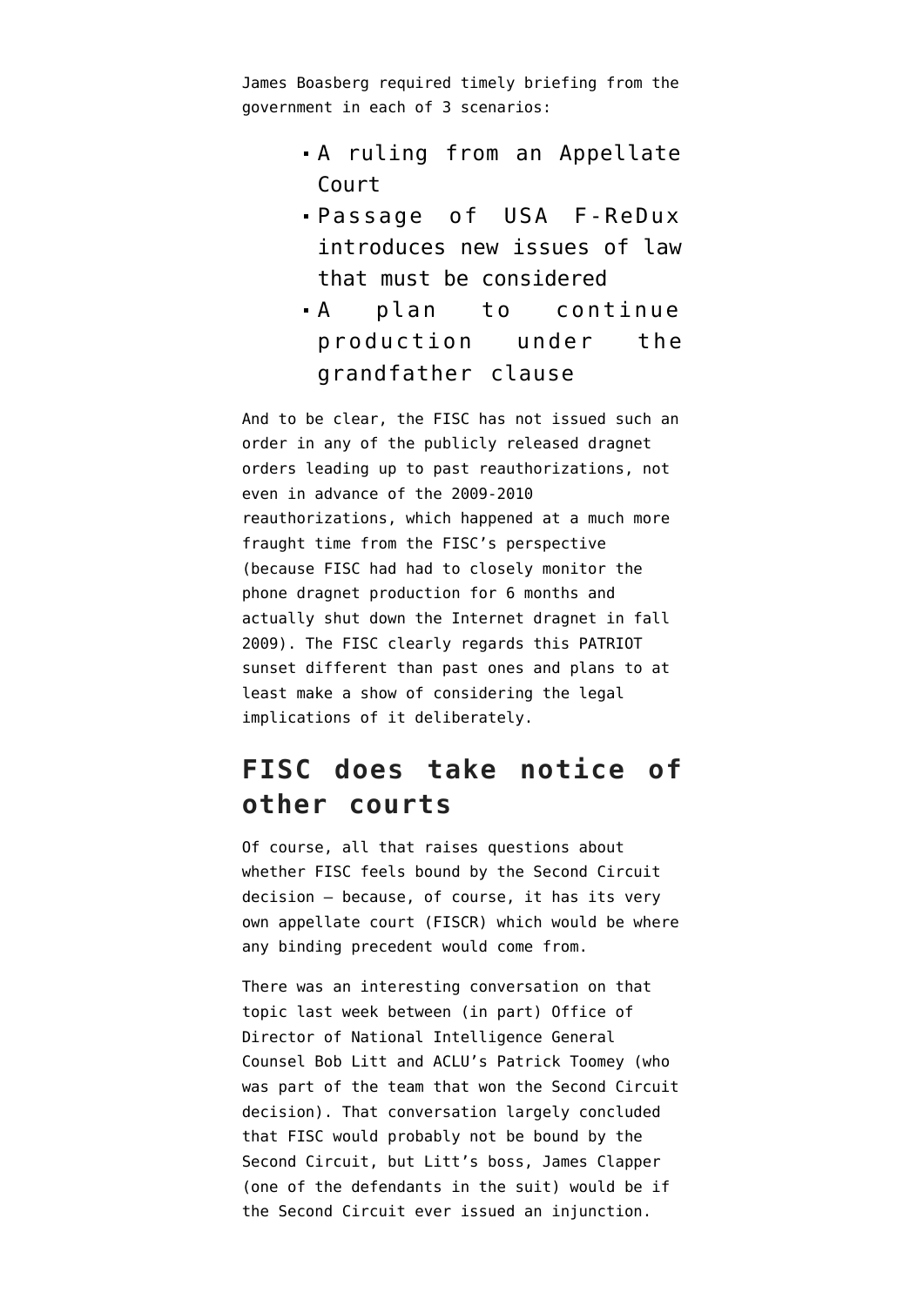James Boasberg required timely briefing from the government in each of 3 scenarios:

- A ruling from an Appellate Court
- Passage of USA F-ReDux introduces new issues of law that must be considered
- A plan to continue production under the grandfather clause

And to be clear, the FISC has not issued such an order in any of the publicly released dragnet orders leading up to past reauthorizations, not even in advance of the 2009-2010 reauthorizations, which happened at a much more fraught time from the FISC's perspective (because FISC had had to closely monitor the phone dragnet production for 6 months and actually shut down the Internet dragnet in fall 2009). The FISC clearly regards this PATRIOT sunset different than past ones and plans to at least make a show of considering the legal implications of it deliberately.

## FISC does take notice of other courts

Of course, all that raises questions about whether FISC feels bound by the Second Circuit decision — because, of course, it has its very own appellate court (FISCR) which would be where any binding precedent would come from.

There was an interesting conversation on that topic last week between (in part) Office of Director of National Intelligence General Counsel Bob Litt and ACLU's Patrick Toomey (who was part of the team that won the Second Circuit decision). That conversation largely concluded that FISC would probably not be bound by the Second Circuit, but Litt's boss, James Clapper (one of the defendants in the suit) would be if the Second Circuit ever issued an injunction.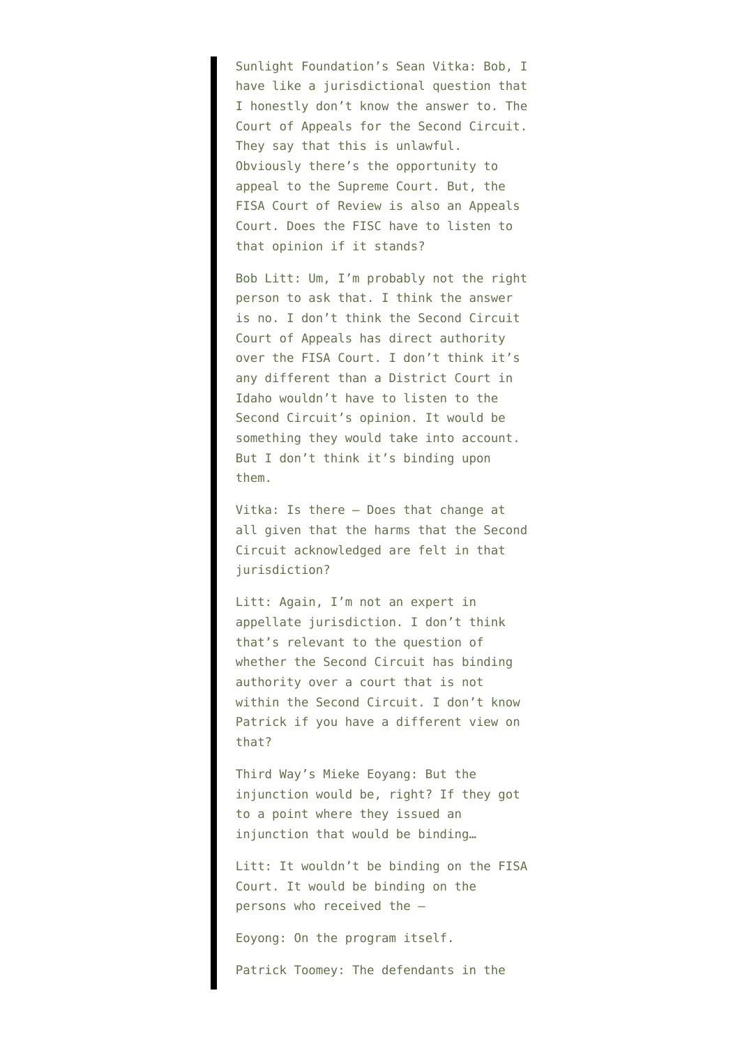> Sunlight Foundation's Sean Vitka: Bob, I have like a jurisdictional question that I honestly don't know the answer to. The Court of Appeals for the Second Circuit. They say that this is unlawful. Obviously there's the opportunity to appeal to the Supreme Court. But, the FISA Court of Review is also an Appeals Court. Does the FISC have to listen to that opinion if it stands?
>
> Bob Litt: Um, I'm probably not the right person to ask that. I think the answer is no. I don't think the Second Circuit Court of Appeals has direct authority over the FISA Court. I don't think it's any different than a District Court in Idaho wouldn't have to listen to the Second Circuit's opinion. It would be something they would take into account. But I don't think it's binding upon them.
>
> Vitka: Is there — Does that change at all given that the harms that the Second Circuit acknowledged are felt in that jurisdiction?
>
> Litt: Again, I'm not an expert in appellate jurisdiction. I don't think that's relevant to the question of whether the Second Circuit has binding authority over a court that is not within the Second Circuit. I don't know Patrick if you have a different view on that?
>
> Third Way's Mieke Eoyang: But the injunction would be, right? If they got to a point where they issued an injunction that would be binding…
>
> Litt: It wouldn't be binding on the FISA Court. It would be binding on the persons who received the —
>
> Eoyang: On the program itself.
>
> Patrick Toomey: The defendants in the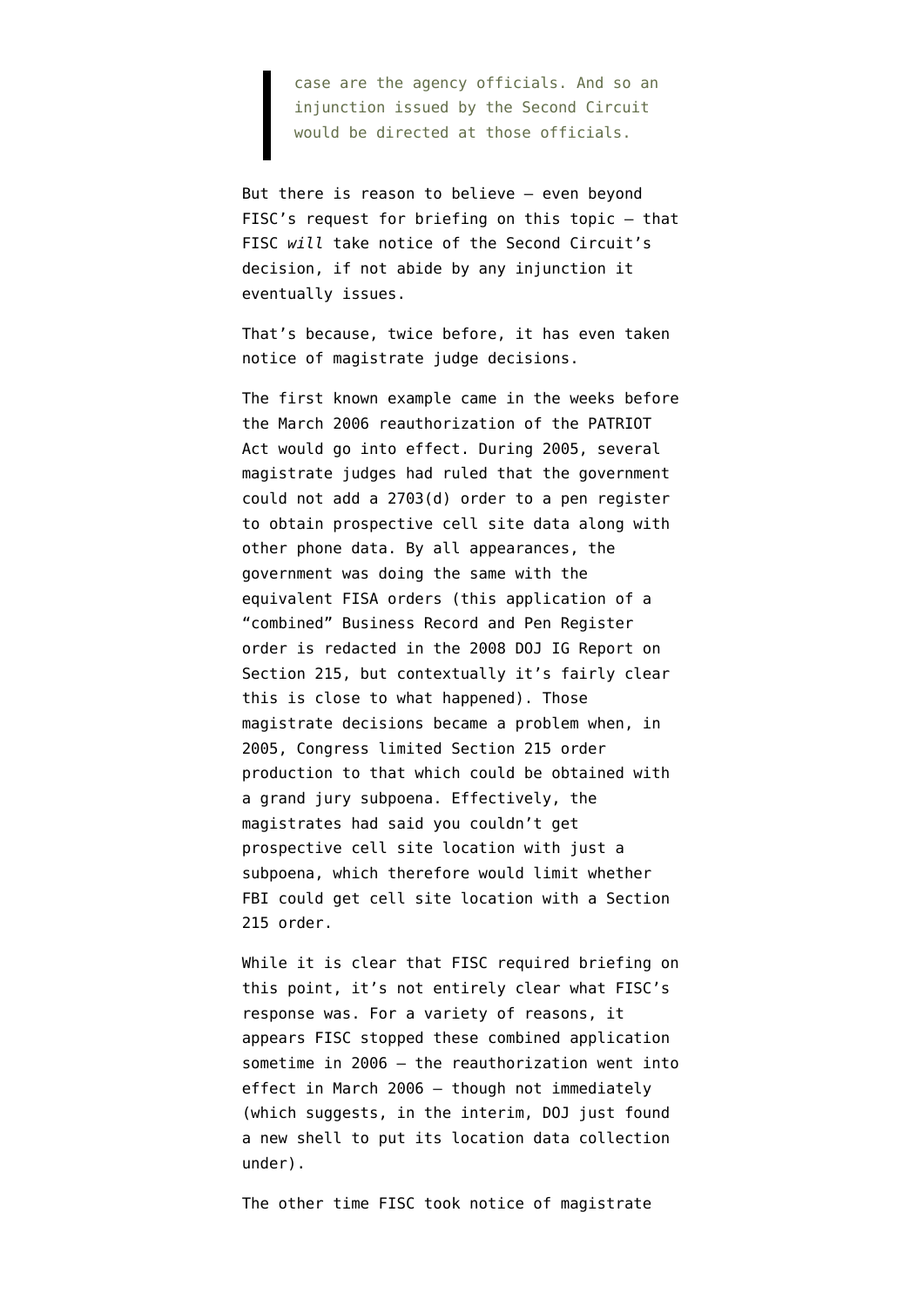> case are the agency officials. And so an injunction issued by the Second Circuit would be directed at those officials.

But there is reason to believe — even beyond FISC's request for briefing on this topic — that FISC *will* take notice of the Second Circuit's decision, if not abide by any injunction it eventually issues.

That's because, twice before, it has even taken notice of magistrate judge decisions.

The first known example came in the weeks before the March 2006 reauthorization of the PATRIOT Act would go into effect. During 2005, several magistrate judges had ruled that the government could not add a 2703(d) order to a pen register to obtain prospective cell site data along with other phone data. By all appearances, the government was doing the same with the equivalent FISA orders (this application of a "combined" Business Record and Pen Register order is redacted in the 2008 DOJ IG Report on Section 215, but contextually it's fairly clear this is close to what happened). Those magistrate decisions became a problem when, in 2005, Congress limited Section 215 order production to that which could be obtained with a grand jury subpoena. Effectively, the magistrates had said you couldn't get prospective cell site location with just a subpoena, which therefore would limit whether FBI could get cell site location with a Section 215 order.

While it is clear that FISC required briefing on this point, it's not entirely clear what FISC's response was. For a variety of reasons, it appears FISC stopped these combined application sometime in 2006 — the reauthorization went into effect in March 2006 — though not immediately (which suggests, in the interim, DOJ just found a new shell to put its location data collection under).

The other time FISC took notice of magistrate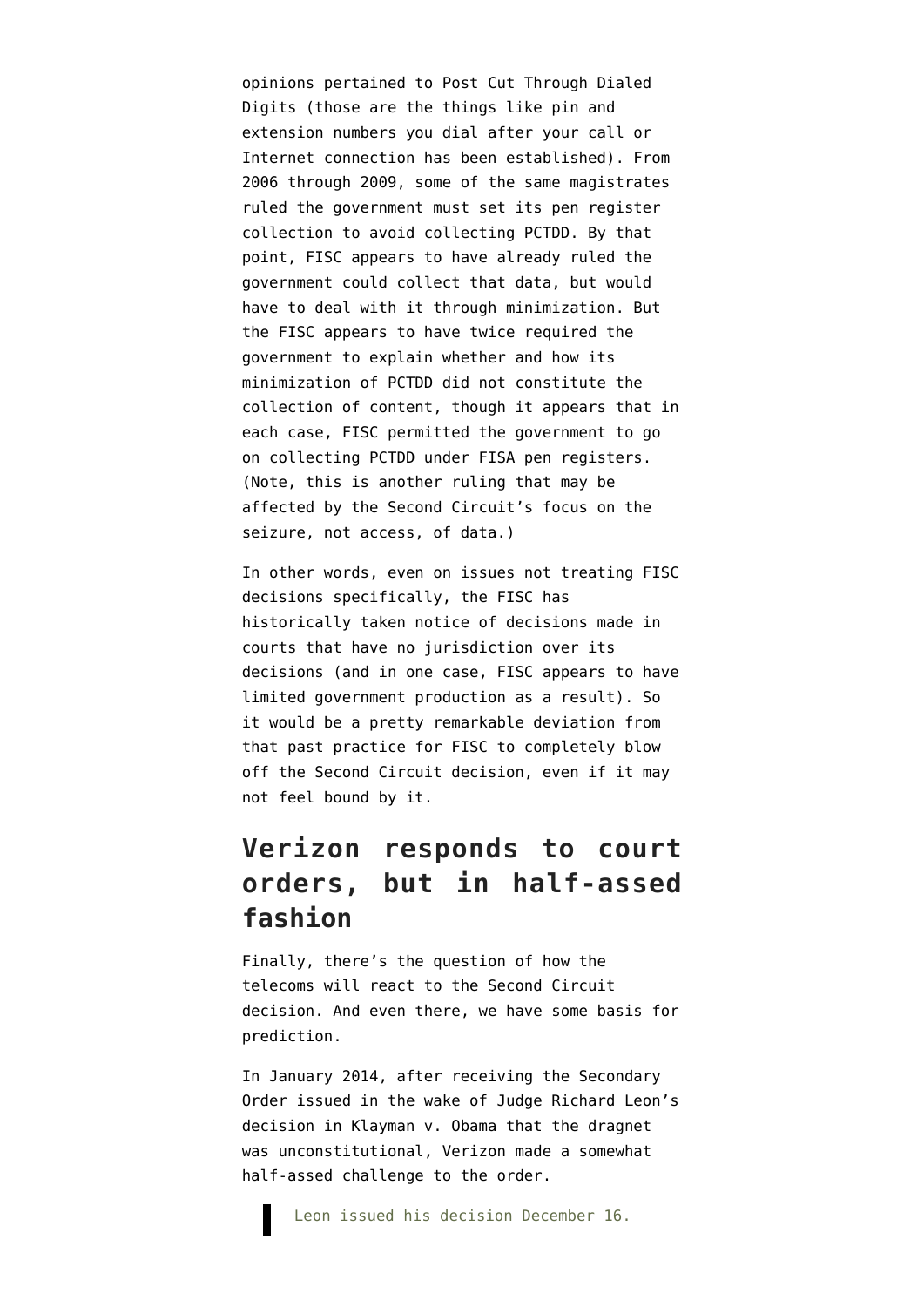opinions pertained to Post Cut Through Dialed Digits (those are the things like pin and extension numbers you dial after your call or Internet connection has been established). From 2006 through 2009, some of the same magistrates ruled the government must set its pen register collection to avoid collecting PCTDD. By that point, FISC appears to have already ruled the government could collect that data, but would have to deal with it through minimization. But the FISC appears to have twice required the government to explain whether and how its minimization of PCTDD did not constitute the collection of content, though it appears that in each case, FISC permitted the government to go on collecting PCTDD under FISA pen registers. (Note, this is another ruling that may be affected by the Second Circuit's focus on the seizure, not access, of data.)

In other words, even on issues not treating FISC decisions specifically, the FISC has historically taken notice of decisions made in courts that have no jurisdiction over its decisions (and in one case, FISC appears to have limited government production as a result). So it would be a pretty remarkable deviation from that past practice for FISC to completely blow off the Second Circuit decision, even if it may not feel bound by it.

## Verizon responds to court orders, but in half-assed fashion

Finally, there's the question of how the telecoms will react to the Second Circuit decision. And even there, we have some basis for prediction.

In January 2014, after receiving the Secondary Order issued in the wake of Judge Richard Leon's decision in Klayman v. Obama that the dragnet was unconstitutional, Verizon made a somewhat half-assed challenge to the order.

> Leon issued his decision December 16.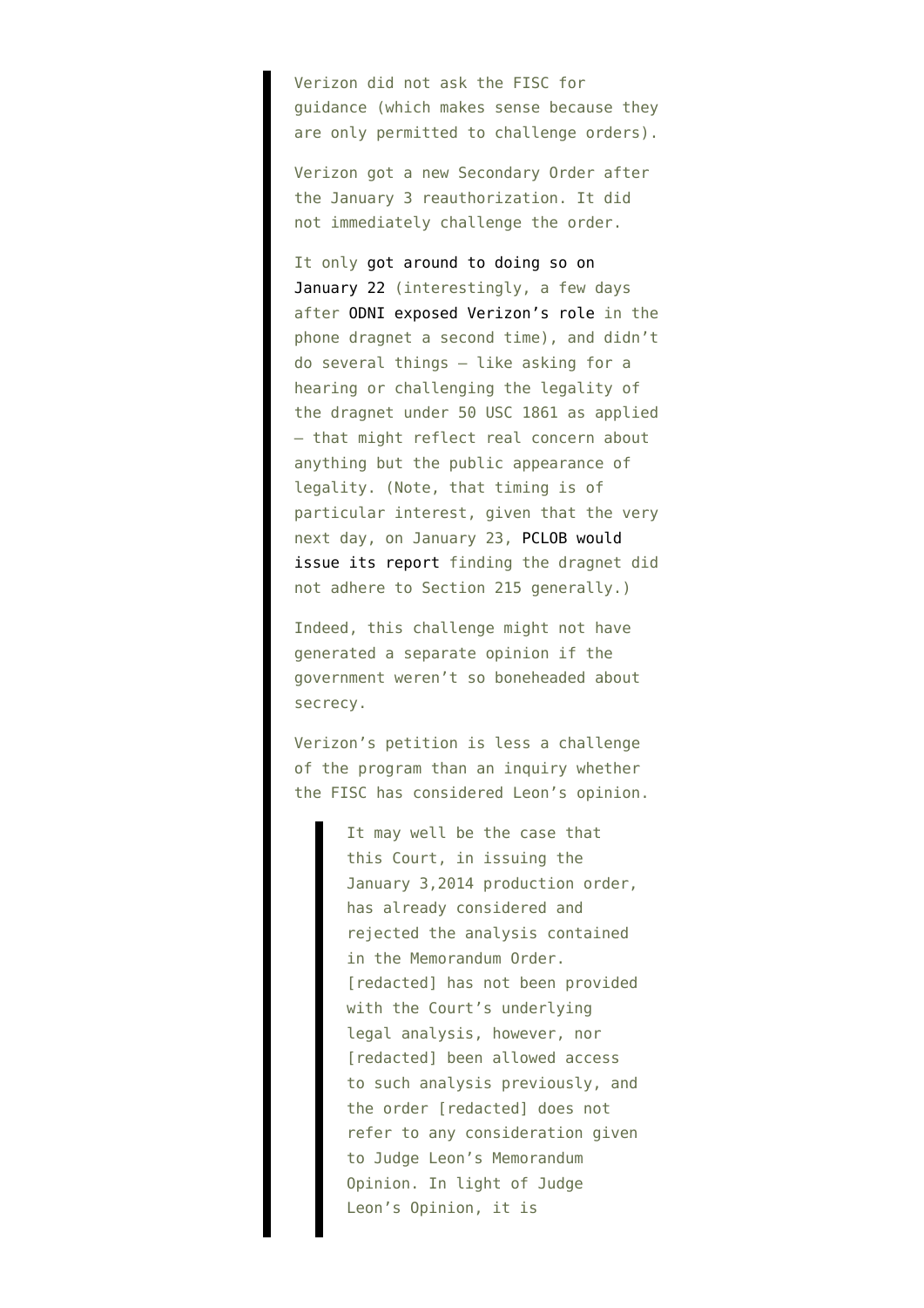Verizon did not ask the FISC for guidance (which makes sense because they are only permitted to challenge orders).

Verizon got a new Secondary Order after the January 3 reauthorization. It did not immediately challenge the order.

It only got around to doing so on January 22 (interestingly, a few days after ODNI exposed Verizon's role in the phone dragnet a second time), and didn't do several things — like asking for a hearing or challenging the legality of the dragnet under 50 USC 1861 as applied — that might reflect real concern about anything but the public appearance of legality. (Note, that timing is of particular interest, given that the very next day, on January 23, PCLOB would issue its report finding the dragnet did not adhere to Section 215 generally.)

Indeed, this challenge might not have generated a separate opinion if the government weren't so boneheaded about secrecy.

Verizon's petition is less a challenge of the program than an inquiry whether the FISC has considered Leon's opinion.

> It may well be the case that this Court, in issuing the January 3,2014 production order, has already considered and rejected the analysis contained in the Memorandum Order. [redacted] has not been provided with the Court's underlying legal analysis, however, nor [redacted] been allowed access to such analysis previously, and the order [redacted] does not refer to any consideration given to Judge Leon's Memorandum Opinion. In light of Judge Leon's Opinion, it is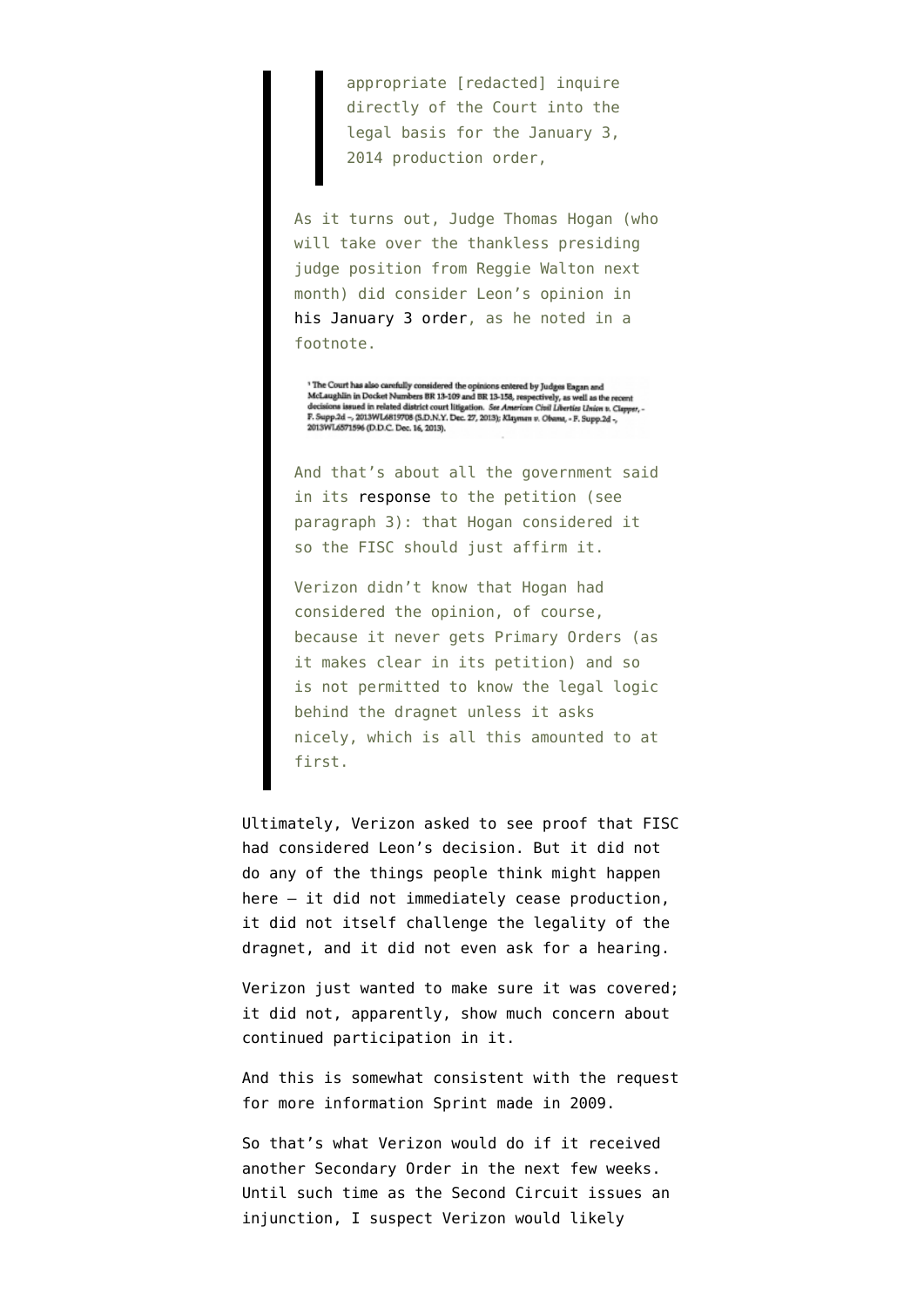> > appropriate [redacted] inquire directly of the Court into the legal basis for the January 3, 2014 production order,
>
> As it turns out, Judge Thomas Hogan (who will take over the thankless presiding judge position from Reggie Walton next month) did consider Leon's opinion in his January 3 order, as he noted in a footnote.
>
> [5] The Court has also carefully considered the opinions entered by Judges Eagan and McLaughlin in Docket Numbers BR 13-109 and BR 13-158, respectively, as well as the recent decisions issued in related district court litigation. *See American Civil Liberties Union v. Clapper*, – F. Supp.2d –, 2013WL6819708 (S.D.N.Y. Dec. 27, 2013); *Klayman v. Obama*, – F. Supp.2d –, 2013WL6571596 (D.D.C. Dec. 16, 2013).
>
> And that's about all the government said in its response to the petition (see paragraph 3): that Hogan considered it so the FISC should just affirm it.
>
> Verizon didn't know that Hogan had considered the opinion, of course, because it never gets Primary Orders (as it makes clear in its petition) and so is not permitted to know the legal logic behind the dragnet unless it asks nicely, which is all this amounted to at first.

Ultimately, Verizon asked to see proof that FISC had considered Leon's decision. But it did not do any of the things people think might happen here — it did not immediately cease production, it did not itself challenge the legality of the dragnet, and it did not even ask for a hearing.

Verizon just wanted to make sure it was covered; it did not, apparently, show much concern about continued participation in it.

And this is somewhat consistent with the request for more information Sprint made in 2009.

So that's what Verizon would do if it received another Secondary Order in the next few weeks. Until such time as the Second Circuit issues an injunction, I suspect Verizon would likely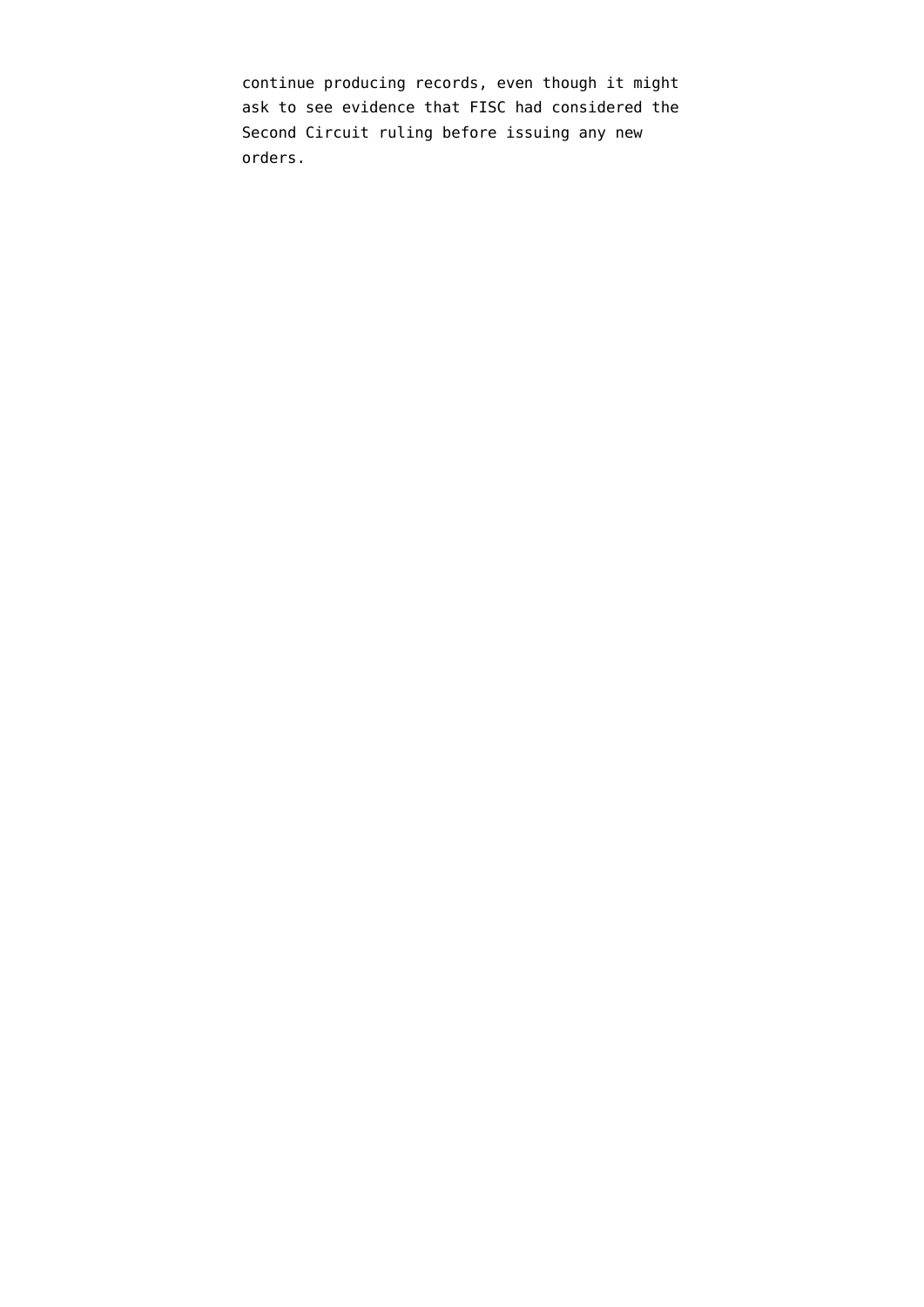continue producing records, even though it might ask to see evidence that FISC had considered the Second Circuit ruling before issuing any new orders.